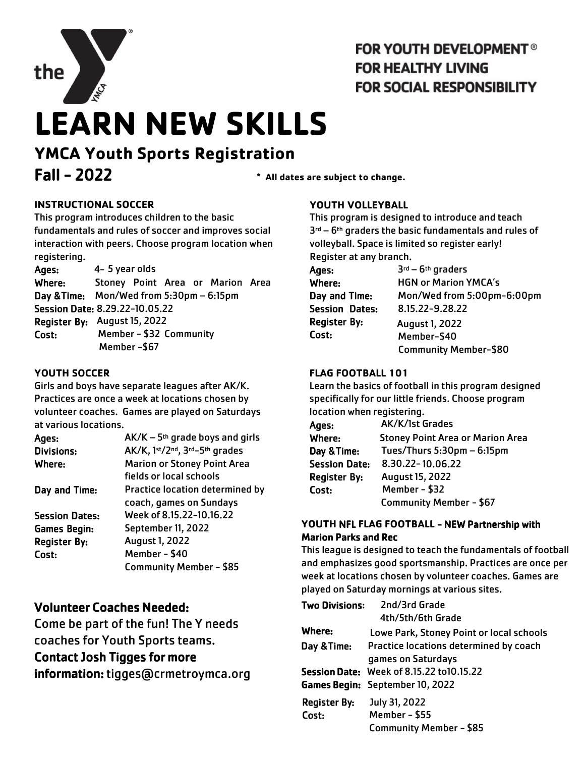the YMCA

**FOR YOUTH DEVELOPMENT®**
**FOR HEALTHY LIVING**
**FOR SOCIAL RESPONSIBILITY**

# LEARN NEW SKILLS

## YMCA Youth Sports Registration

## Fall - 2022

**\* All dates are subject to change.**

### INSTRUCTIONAL SOCCER

This program introduces children to the basic fundamentals and rules of soccer and improves social interaction with peers. Choose program location when registering.

**Ages:** 4- 5 year olds
**Where:** Stoney Point Area or Marion Area
**Day & Time:** Mon/Wed from 5:30pm – 6:15pm
**Session Date:** 8.29.22-10.05.22
**Register By:** August 15, 2022
**Cost:** Member - $32 Community Member -$67

### YOUTH SOCCER

Girls and boys have separate leagues after AK/K. Practices are once a week at locations chosen by volunteer coaches. Games are played on Saturdays at various locations.

**Ages:** AK/K – 5th grade boys and girls
**Divisions:** AK/K, 1st/2nd, 3rd-5th grades
**Where:** Marion or Stoney Point Area fields or local schools
**Day and Time:** Practice location determined by coach, games on Sundays
**Session Dates:** Week of 8.15.22-10.16.22
**Games Begin:** September 11, 2022
**Register By:** August 1, 2022
**Cost:** Member - $40
Community Member - $85

### Volunteer Coaches Needed:

Come be part of the fun! The Y needs coaches for Youth Sports teams.
**Contact Josh Tigges for more information:** tigges@crmetroymca.org

### YOUTH VOLLEYBALL

This program is designed to introduce and teach 3rd – 6th graders the basic fundamentals and rules of volleyball. Space is limited so register early! Register at any branch.

**Ages:** 3rd – 6th graders
**Where:** HGN or Marion YMCA's
**Day and Time:** Mon/Wed from 5:00pm-6:00pm
**Session Dates:** 8.15.22-9.28.22
**Register By:** August 1, 2022
**Cost:** Member-$40
Community Member-$80

### FLAG FOOTBALL 101

Learn the basics of football in this program designed specifically for our little friends. Choose program location when registering.

**Ages:** AK/K/1st Grades
**Where:** Stoney Point Area or Marion Area
**Day & Time:** Tues/Thurs 5:30pm – 6:15pm
**Session Date:** 8.30.22- 10.06.22
**Register By:** August 15, 2022
**Cost:** Member - $32
Community Member - $67

### YOUTH NFL FLAG FOOTBALL - NEW Partnership with Marion Parks and Rec

This league is designed to teach the fundamentals of football and emphasizes good sportsmanship. Practices are once per week at locations chosen by volunteer coaches. Games are played on Saturday mornings at various sites.

**Two Divisions:** 2nd/3rd Grade
4th/5th/6th Grade
**Where:** Lowe Park, Stoney Point or local schools
**Day & Time:** Practice locations determined by coach games on Saturdays
**Session Date:** Week of 8.15.22 to10.15.22
**Games Begin:** September 10, 2022
**Register By:** July 31, 2022
**Cost:** Member - $55
Community Member - $85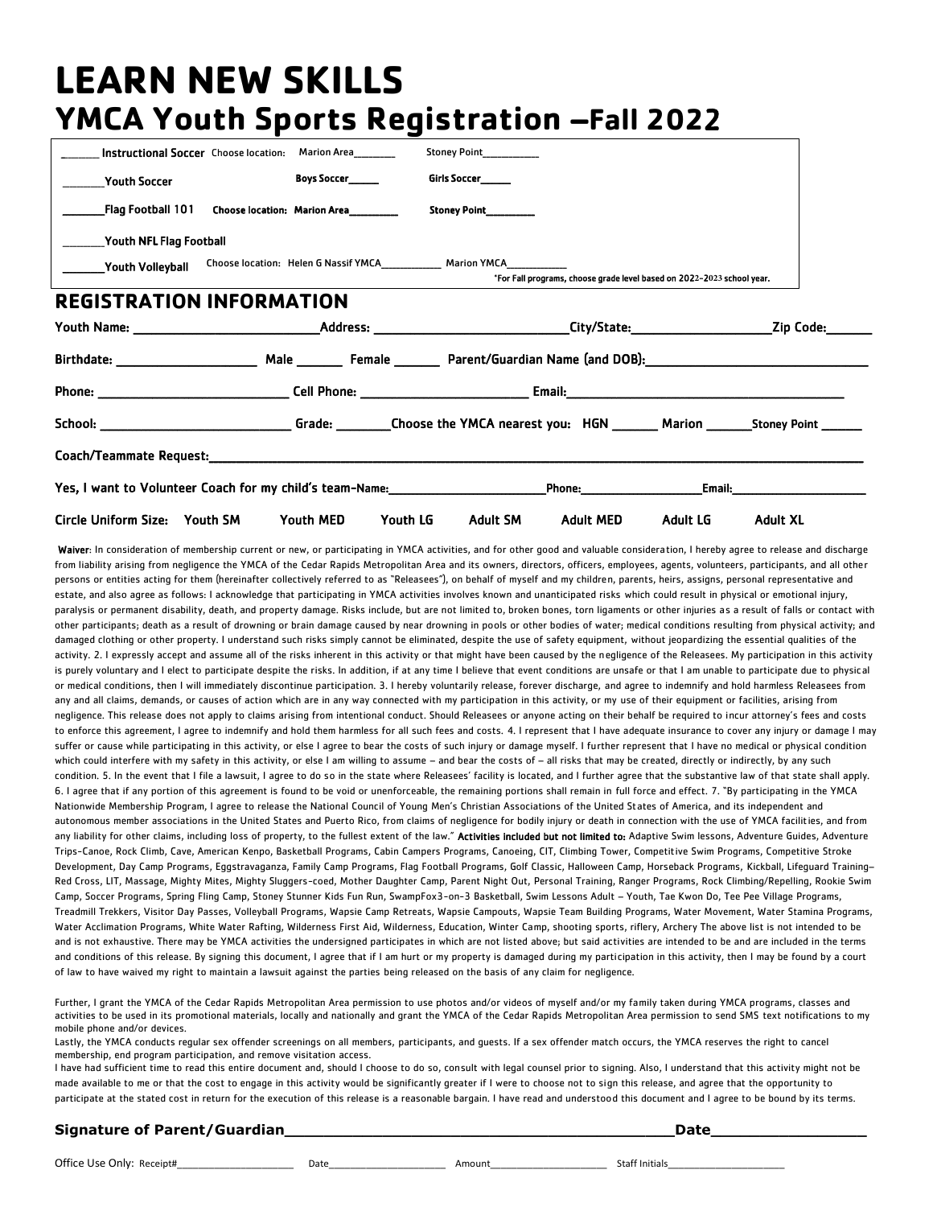# LEARN NEW SKILLS

## YMCA Youth Sports Registration –Fall 2022

______ Instructional Soccer Choose location: Marion Area_______ Stoney Point__________

_______Youth Soccer Boys Soccer_____ Girls Soccer_____

_______Flag Football 101 Choose location: Marion Area_________ Stoney Point_________

_______Youth NFL Flag Football

_______Youth Volleyball Choose location: Helen G Nassif YMCA__________ Marion YMCA__________

*For Fall programs, choose grade level based on 2022-2023 school year.

## REGISTRATION INFORMATION

Youth Name: ___________________________Address: ___________________________City/State:____________________Zip Code:______

Birthdate: ____________________ Male _______ Female _______ Parent/Guardian Name (and DOB):______________________________

Phone: ____________________________ Cell Phone: ________________________ Email:_________________________________________

School: ____________________________ Grade: ________Choose the YMCA nearest you: HGN _______ Marion _______Stoney Point ______

Coach/Teammate Request:_____________________________________________________________________________________________

Yes, I want to Volunteer Coach for my child's team-Name:_______________________Phone:_________________Email:____________________

Circle Uniform Size: Youth SM Youth MED Youth LG Adult SM Adult MED Adult LG Adult XL

**Waiver**: In consideration of membership current or new, or participating in YMCA activities, and for other good and valuable consideration, I hereby agree to release and discharge from liability arising from negligence the YMCA of the Cedar Rapids Metropolitan Area and its owners, directors, officers, employees, agents, volunteers, participants, and all other persons or entities acting for them (hereinafter collectively referred to as "Releasees"), on behalf of myself and my children, parents, heirs, assigns, personal representative and estate, and also agree as follows: I acknowledge that participating in YMCA activities involves known and unanticipated risks which could result in physical or emotional injury, paralysis or permanent disability, death, and property damage. Risks include, but are not limited to, broken bones, torn ligaments or other injuries as a result of falls or contact with other participants; death as a result of drowning or brain damage caused by near drowning in pools or other bodies of water; medical conditions resulting from physical activity; and damaged clothing or other property. I understand such risks simply cannot be eliminated, despite the use of safety equipment, without jeopardizing the essential qualities of the activity. 2. I expressly accept and assume all of the risks inherent in this activity or that might have been caused by the negligence of the Releasees. My participation in this activity is purely voluntary and I elect to participate despite the risks. In addition, if at any time I believe that event conditions are unsafe or that I am unable to participate due to physical or medical conditions, then I will immediately discontinue participation. 3. I hereby voluntarily release, forever discharge, and agree to indemnify and hold harmless Releasees from any and all claims, demands, or causes of action which are in any way connected with my participation in this activity, or my use of their equipment or facilities, arising from negligence. This release does not apply to claims arising from intentional conduct. Should Releasees or anyone acting on their behalf be required to incur attorney's fees and costs to enforce this agreement, I agree to indemnify and hold them harmless for all such fees and costs. 4. I represent that I have adequate insurance to cover any injury or damage I may suffer or cause while participating in this activity, or else I agree to bear the costs of such injury or damage myself. I further represent that I have no medical or physical condition which could interfere with my safety in this activity, or else I am willing to assume – and bear the costs of – all risks that may be created, directly or indirectly, by any such condition. 5. In the event that I file a lawsuit, I agree to do so in the state where Releasees' facility is located, and I further agree that the substantive law of that state shall apply. 6. I agree that if any portion of this agreement is found to be void or unenforceable, the remaining portions shall remain in full force and effect. 7. "By participating in the YMCA Nationwide Membership Program, I agree to release the National Council of Young Men's Christian Associations of the United States of America, and its independent and autonomous member associations in the United States and Puerto Rico, from claims of negligence for bodily injury or death in connection with the use of YMCA facilities, and from any liability for other claims, including loss of property, to the fullest extent of the law." **Activities included but not limited to:** Adaptive Swim lessons, Adventure Guides, Adventure Trips-Canoe, Rock Climb, Cave, American Kenpo, Basketball Programs, Cabin Campers Programs, Canoeing, CIT, Climbing Tower, Competitive Swim Programs, Competitive Stroke Development, Day Camp Programs, Eggstravaganza, Family Camp Programs, Flag Football Programs, Golf Classic, Halloween Camp, Horseback Programs, Kickball, Lifeguard Training-Red Cross, LIT, Massage, Mighty Mites, Mighty Sluggers-coed, Mother Daughter Camp, Parent Night Out, Personal Training, Ranger Programs, Rock Climbing/Repelling, Rookie Swim Camp, Soccer Programs, Spring Fling Camp, Stoney Stunner Kids Fun Run, SwampFox3-on-3 Basketball, Swim Lessons Adult – Youth, Tae Kwon Do, Tee Pee Village Programs, Treadmill Trekkers, Visitor Day Passes, Volleyball Programs, Wapsie Camp Retreats, Wapsie Campouts, Wapsie Team Building Programs, Water Movement, Water Stamina Programs, Water Acclimation Programs, White Water Rafting, Wilderness First Aid, Wilderness, Education, Winter Camp, shooting sports, riflery, Archery The above list is not intended to be and is not exhaustive. There may be YMCA activities the undersigned participates in which are not listed above; but said activities are intended to be and are included in the terms and conditions of this release. By signing this document, I agree that if I am hurt or my property is damaged during my participation in this activity, then I may be found by a court of law to have waived my right to maintain a lawsuit against the parties being released on the basis of any claim for negligence.

Further, I grant the YMCA of the Cedar Rapids Metropolitan Area permission to use photos and/or videos of myself and/or my family taken during YMCA programs, classes and activities to be used in its promotional materials, locally and nationally and grant the YMCA of the Cedar Rapids Metropolitan Area permission to send SMS text notifications to my mobile phone and/or devices.

Lastly, the YMCA conducts regular sex offender screenings on all members, participants, and guests. If a sex offender match occurs, the YMCA reserves the right to cancel membership, end program participation, and remove visitation access.

I have had sufficient time to read this entire document and, should I choose to do so, consult with legal counsel prior to signing. Also, I understand that this activity might not be made available to me or that the cost to engage in this activity would be significantly greater if I were to choose not to sign this release, and agree that the opportunity to participate at the stated cost in return for the execution of this release is a reasonable bargain. I have read and understood this document and I agree to be bound by its terms.

**Signature of Parent/Guardian_____________________________________________Date________________**

Office Use Only: Receipt#_____________________ Date_____________________ Amount_____________________ Staff Initials_____________________